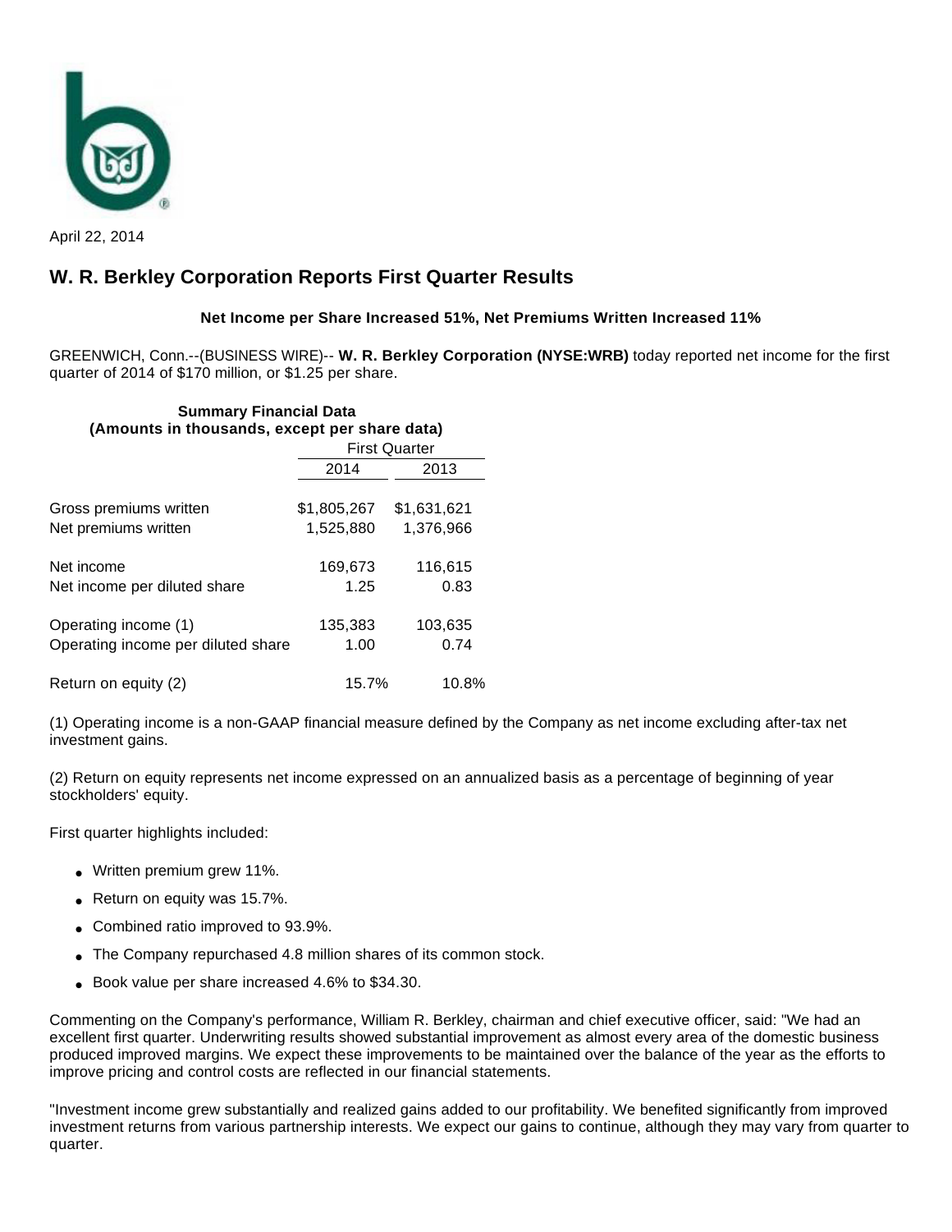April 22, 2014

# W. R. Berkley Corporation Reports First Quarter Results

**Net Income per Share Increased 51%, Net Premiums Written Increased 11%**

GREENWICH, Conn.--(BUSINESS WIRE)-- **W. R. Berkley Corporation (NYSE:WRB)** today reported net income for the first quarter of 2014 of $170 million, or $1.25 per share.

**Summary Financial Data**
**(Amounts in thousands, except per share data)**

| | First Quarter | |
|---|---|---|
| | 2014 | 2013 |
| Gross premiums written | $1,805,267 | $1,631,621 |
| Net premiums written | 1,525,880 | 1,376,966 |
| Net income | 169,673 | 116,615 |
| Net income per diluted share | 1.25 | 0.83 |
| Operating income (1) | 135,383 | 103,635 |
| Operating income per diluted share | 1.00 | 0.74 |
| Return on equity (2) | 15.7% | 10.8% |

(1) Operating income is a non-GAAP financial measure defined by the Company as net income excluding after-tax net investment gains.

(2) Return on equity represents net income expressed on an annualized basis as a percentage of beginning of year stockholders' equity.

First quarter highlights included:

- Written premium grew 11%.
- Return on equity was 15.7%.
- Combined ratio improved to 93.9%.
- The Company repurchased 4.8 million shares of its common stock.
- Book value per share increased 4.6% to $34.30.

Commenting on the Company's performance, William R. Berkley, chairman and chief executive officer, said: "We had an excellent first quarter. Underwriting results showed substantial improvement as almost every area of the domestic business produced improved margins. We expect these improvements to be maintained over the balance of the year as the efforts to improve pricing and control costs are reflected in our financial statements.

"Investment income grew substantially and realized gains added to our profitability. We benefited significantly from improved investment returns from various partnership interests. We expect our gains to continue, although they may vary from quarter to quarter.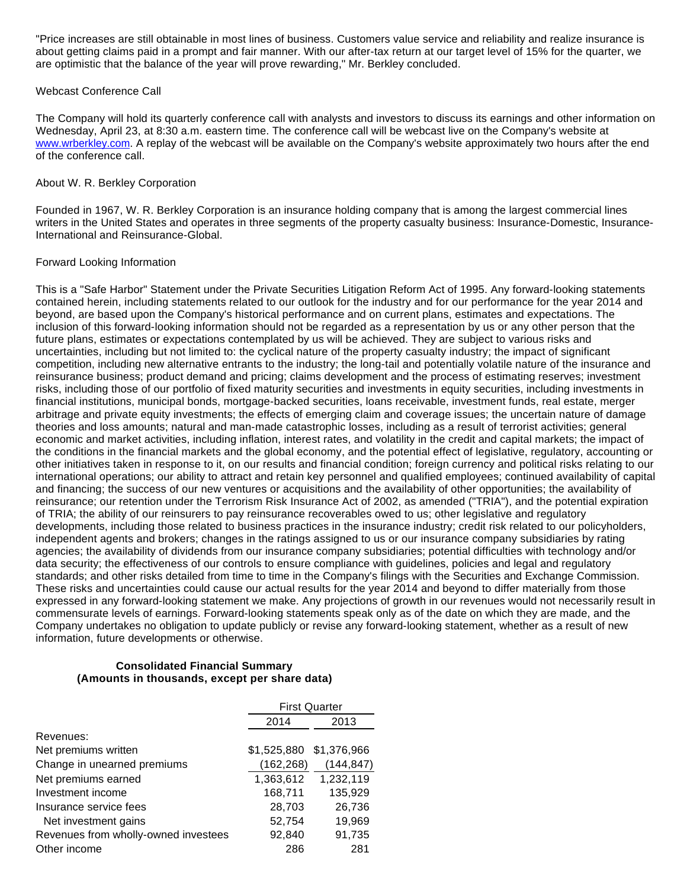"Price increases are still obtainable in most lines of business. Customers value service and reliability and realize insurance is about getting claims paid in a prompt and fair manner. With our after-tax return at our target level of 15% for the quarter, we are optimistic that the balance of the year will prove rewarding," Mr. Berkley concluded.

Webcast Conference Call

The Company will hold its quarterly conference call with analysts and investors to discuss its earnings and other information on Wednesday, April 23, at 8:30 a.m. eastern time. The conference call will be webcast live on the Company's website at www.wrberkley.com. A replay of the webcast will be available on the Company's website approximately two hours after the end of the conference call.

About W. R. Berkley Corporation

Founded in 1967, W. R. Berkley Corporation is an insurance holding company that is among the largest commercial lines writers in the United States and operates in three segments of the property casualty business: Insurance-Domestic, Insurance-International and Reinsurance-Global.

Forward Looking Information

This is a "Safe Harbor" Statement under the Private Securities Litigation Reform Act of 1995. Any forward-looking statements contained herein, including statements related to our outlook for the industry and for our performance for the year 2014 and beyond, are based upon the Company's historical performance and on current plans, estimates and expectations. The inclusion of this forward-looking information should not be regarded as a representation by us or any other person that the future plans, estimates or expectations contemplated by us will be achieved. They are subject to various risks and uncertainties, including but not limited to: the cyclical nature of the property casualty industry; the impact of significant competition, including new alternative entrants to the industry; the long-tail and potentially volatile nature of the insurance and reinsurance business; product demand and pricing; claims development and the process of estimating reserves; investment risks, including those of our portfolio of fixed maturity securities and investments in equity securities, including investments in financial institutions, municipal bonds, mortgage-backed securities, loans receivable, investment funds, real estate, merger arbitrage and private equity investments; the effects of emerging claim and coverage issues; the uncertain nature of damage theories and loss amounts; natural and man-made catastrophic losses, including as a result of terrorist activities; general economic and market activities, including inflation, interest rates, and volatility in the credit and capital markets; the impact of the conditions in the financial markets and the global economy, and the potential effect of legislative, regulatory, accounting or other initiatives taken in response to it, on our results and financial condition; foreign currency and political risks relating to our international operations; our ability to attract and retain key personnel and qualified employees; continued availability of capital and financing; the success of our new ventures or acquisitions and the availability of other opportunities; the availability of reinsurance; our retention under the Terrorism Risk Insurance Act of 2002, as amended ("TRIA"), and the potential expiration of TRIA; the ability of our reinsurers to pay reinsurance recoverables owed to us; other legislative and regulatory developments, including those related to business practices in the insurance industry; credit risk related to our policyholders, independent agents and brokers; changes in the ratings assigned to us or our insurance company subsidiaries by rating agencies; the availability of dividends from our insurance company subsidiaries; potential difficulties with technology and/or data security; the effectiveness of our controls to ensure compliance with guidelines, policies and legal and regulatory standards; and other risks detailed from time to time in the Company's filings with the Securities and Exchange Commission. These risks and uncertainties could cause our actual results for the year 2014 and beyond to differ materially from those expressed in any forward-looking statement we make. Any projections of growth in our revenues would not necessarily result in commensurate levels of earnings. Forward-looking statements speak only as of the date on which they are made, and the Company undertakes no obligation to update publicly or revise any forward-looking statement, whether as a result of new information, future developments or otherwise.

**Consolidated Financial Summary**
**(Amounts in thousands, except per share data)**

| | First Quarter | |
|---|---|---|
| | 2014 | 2013 |
| Revenues: | | |
| Net premiums written | $1,525,880 | $1,376,966 |
| Change in unearned premiums | (162,268) | (144,847) |
| Net premiums earned | 1,363,612 | 1,232,119 |
| Investment income | 168,711 | 135,929 |
| Insurance service fees | 28,703 | 26,736 |
| Net investment gains | 52,754 | 19,969 |
| Revenues from wholly-owned investees | 92,840 | 91,735 |
| Other income | 286 | 281 |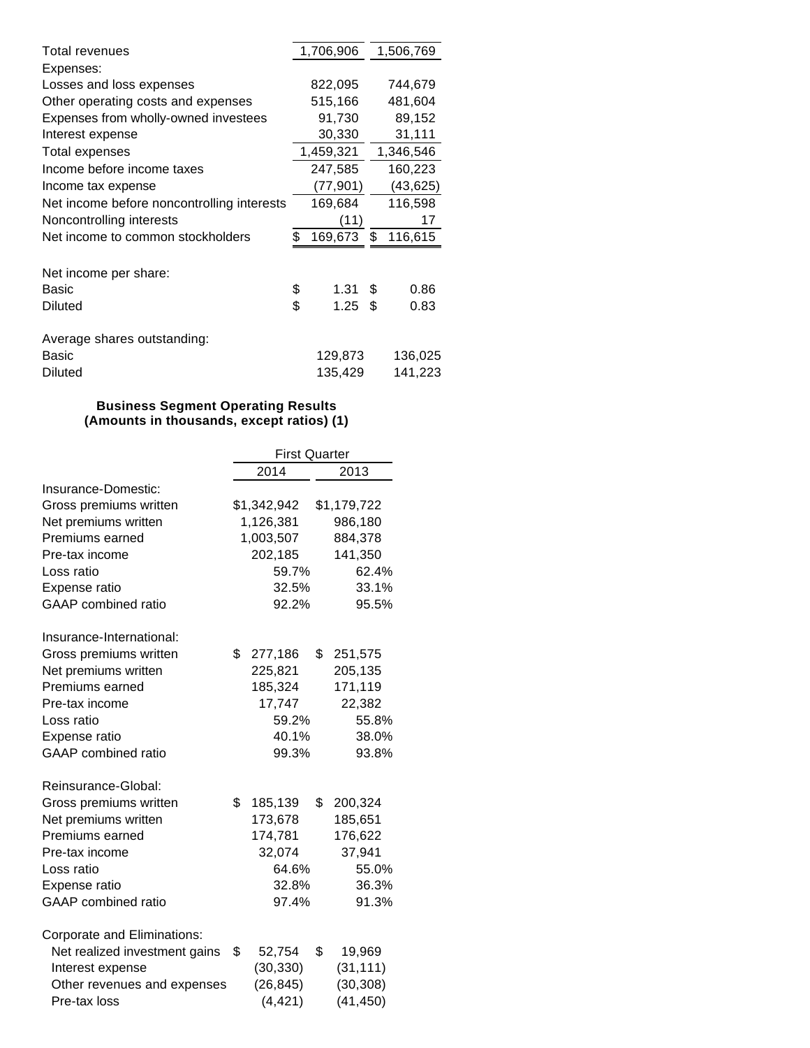| | | |
|---|---|---|
| Total revenues | 1,706,906 | 1,506,769 |
| Expenses: | | |
| Losses and loss expenses | 822,095 | 744,679 |
| Other operating costs and expenses | 515,166 | 481,604 |
| Expenses from wholly-owned investees | 91,730 | 89,152 |
| Interest expense | 30,330 | 31,111 |
| Total expenses | 1,459,321 | 1,346,546 |
| Income before income taxes | 247,585 | 160,223 |
| Income tax expense | (77,901) | (43,625) |
| Net income before noncontrolling interests | 169,684 | 116,598 |
| Noncontrolling interests | (11) | 17 |
| Net income to common stockholders | $ 169,673 | $ 116,615 |
| | | |
| Net income per share: | | |
| Basic | $ 1.31 | $ 0.86 |
| Diluted | $ 1.25 | $ 0.83 |
| | | |
| Average shares outstanding: | | |
| Basic | 129,873 | 136,025 |
| Diluted | 135,429 | 141,223 |

**Business Segment Operating Results**
**(Amounts in thousands, except ratios) (1)**

| | First Quarter | |
|---|---|---|
| | 2014 | 2013 |
| Insurance-Domestic: | | |
| Gross premiums written | $1,342,942 | $1,179,722 |
| Net premiums written | 1,126,381 | 986,180 |
| Premiums earned | 1,003,507 | 884,378 |
| Pre-tax income | 202,185 | 141,350 |
| Loss ratio | 59.7% | 62.4% |
| Expense ratio | 32.5% | 33.1% |
| GAAP combined ratio | 92.2% | 95.5% |
| | | |
| Insurance-International: | | |
| Gross premiums written | $ 277,186 | $ 251,575 |
| Net premiums written | 225,821 | 205,135 |
| Premiums earned | 185,324 | 171,119 |
| Pre-tax income | 17,747 | 22,382 |
| Loss ratio | 59.2% | 55.8% |
| Expense ratio | 40.1% | 38.0% |
| GAAP combined ratio | 99.3% | 93.8% |
| | | |
| Reinsurance-Global: | | |
| Gross premiums written | $ 185,139 | $ 200,324 |
| Net premiums written | 173,678 | 185,651 |
| Premiums earned | 174,781 | 176,622 |
| Pre-tax income | 32,074 | 37,941 |
| Loss ratio | 64.6% | 55.0% |
| Expense ratio | 32.8% | 36.3% |
| GAAP combined ratio | 97.4% | 91.3% |
| | | |
| Corporate and Eliminations: | | |
| Net realized investment gains | $ 52,754 | $ 19,969 |
| Interest expense | (30,330) | (31,111) |
| Other revenues and expenses | (26,845) | (30,308) |
| Pre-tax loss | (4,421) | (41,450) |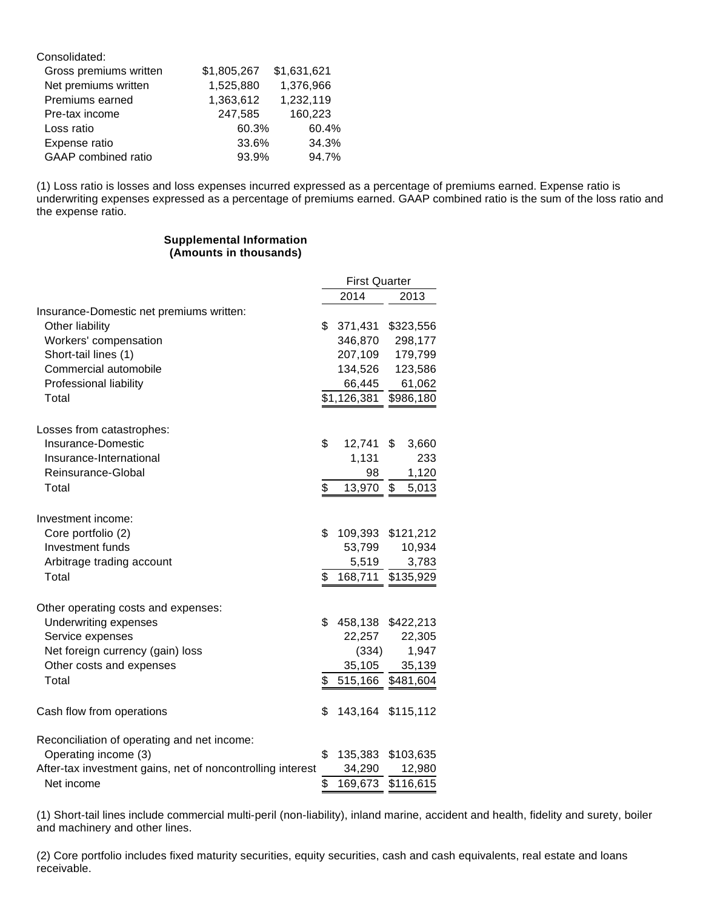Consolidated:

| | | |
|---|---|---|
| Gross premiums written | $1,805,267 | $1,631,621 |
| Net premiums written | 1,525,880 | 1,376,966 |
| Premiums earned | 1,363,612 | 1,232,119 |
| Pre-tax income | 247,585 | 160,223 |
| Loss ratio | 60.3% | 60.4% |
| Expense ratio | 33.6% | 34.3% |
| GAAP combined ratio | 93.9% | 94.7% |

(1) Loss ratio is losses and loss expenses incurred expressed as a percentage of premiums earned. Expense ratio is underwriting expenses expressed as a percentage of premiums earned. GAAP combined ratio is the sum of the loss ratio and the expense ratio.

**Supplemental Information**
**(Amounts in thousands)**

| | First Quarter | |
|---|---|---|
| | 2014 | 2013 |
| Insurance-Domestic net premiums written: | | |
| Other liability | $ 371,431 | $323,556 |
| Workers' compensation | 346,870 | 298,177 |
| Short-tail lines (1) | 207,109 | 179,799 |
| Commercial automobile | 134,526 | 123,586 |
| Professional liability | 66,445 | 61,062 |
| Total | $1,126,381 | $986,180 |
| | | |
| Losses from catastrophes: | | |
| Insurance-Domestic | $ 12,741 | $ 3,660 |
| Insurance-International | 1,131 | 233 |
| Reinsurance-Global | 98 | 1,120 |
| Total | $ 13,970 | $ 5,013 |
| | | |
| Investment income: | | |
| Core portfolio (2) | $ 109,393 | $121,212 |
| Investment funds | 53,799 | 10,934 |
| Arbitrage trading account | 5,519 | 3,783 |
| Total | $ 168,711 | $135,929 |
| | | |
| Other operating costs and expenses: | | |
| Underwriting expenses | $ 458,138 | $422,213 |
| Service expenses | 22,257 | 22,305 |
| Net foreign currency (gain) loss | (334) | 1,947 |
| Other costs and expenses | 35,105 | 35,139 |
| Total | $ 515,166 | $481,604 |
| | | |
| Cash flow from operations | $ 143,164 | $115,112 |
| | | |
| Reconciliation of operating and net income: | | |
| Operating income (3) | $ 135,383 | $103,635 |
| After-tax investment gains, net of noncontrolling interest | 34,290 | 12,980 |
| Net income | $ 169,673 | $116,615 |

(1) Short-tail lines include commercial multi-peril (non-liability), inland marine, accident and health, fidelity and surety, boiler and machinery and other lines.

(2) Core portfolio includes fixed maturity securities, equity securities, cash and cash equivalents, real estate and loans receivable.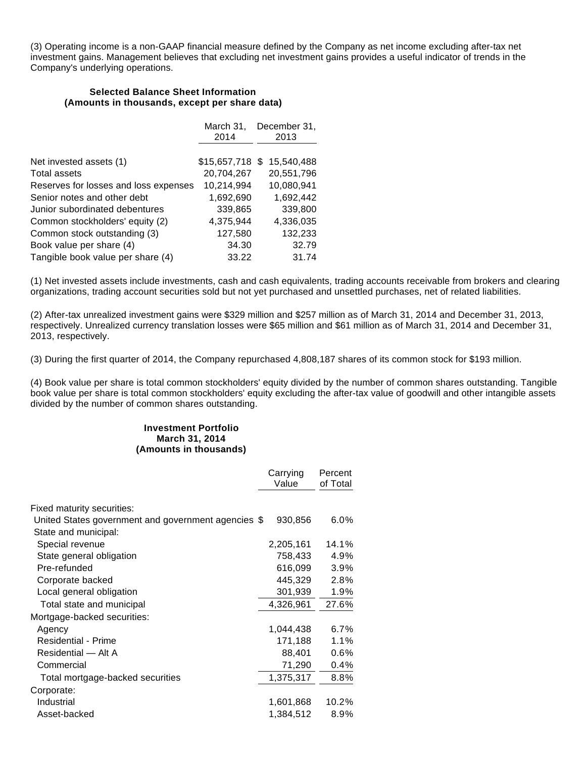(3) Operating income is a non-GAAP financial measure defined by the Company as net income excluding after-tax net investment gains. Management believes that excluding net investment gains provides a useful indicator of trends in the Company's underlying operations.

**Selected Balance Sheet Information**
**(Amounts in thousands, except per share data)**

| | March 31, 2014 | December 31, 2013 |
|---|---|---|
| Net invested assets (1) | $15,657,718 | $ 15,540,488 |
| Total assets | 20,704,267 | 20,551,796 |
| Reserves for losses and loss expenses | 10,214,994 | 10,080,941 |
| Senior notes and other debt | 1,692,690 | 1,692,442 |
| Junior subordinated debentures | 339,865 | 339,800 |
| Common stockholders' equity (2) | 4,375,944 | 4,336,035 |
| Common stock outstanding (3) | 127,580 | 132,233 |
| Book value per share (4) | 34.30 | 32.79 |
| Tangible book value per share (4) | 33.22 | 31.74 |

(1) Net invested assets include investments, cash and cash equivalents, trading accounts receivable from brokers and clearing organizations, trading account securities sold but not yet purchased and unsettled purchases, net of related liabilities.

(2) After-tax unrealized investment gains were $329 million and $257 million as of March 31, 2014 and December 31, 2013, respectively. Unrealized currency translation losses were $65 million and $61 million as of March 31, 2014 and December 31, 2013, respectively.

(3) During the first quarter of 2014, the Company repurchased 4,808,187 shares of its common stock for $193 million.

(4) Book value per share is total common stockholders' equity divided by the number of common shares outstanding. Tangible book value per share is total common stockholders' equity excluding the after-tax value of goodwill and other intangible assets divided by the number of common shares outstanding.

**Investment Portfolio**
**March 31, 2014**
**(Amounts in thousands)**

| | Carrying Value | Percent of Total |
|---|---|---|
| Fixed maturity securities: | | |
| United States government and government agencies | $ 930,856 | 6.0% |
| State and municipal: | | |
| Special revenue | 2,205,161 | 14.1% |
| State general obligation | 758,433 | 4.9% |
| Pre-refunded | 616,099 | 3.9% |
| Corporate backed | 445,329 | 2.8% |
| Local general obligation | 301,939 | 1.9% |
| Total state and municipal | 4,326,961 | 27.6% |
| Mortgage-backed securities: | | |
| Agency | 1,044,438 | 6.7% |
| Residential - Prime | 171,188 | 1.1% |
| Residential — Alt A | 88,401 | 0.6% |
| Commercial | 71,290 | 0.4% |
| Total mortgage-backed securities | 1,375,317 | 8.8% |
| Corporate: | | |
| Industrial | 1,601,868 | 10.2% |
| Asset-backed | 1,384,512 | 8.9% |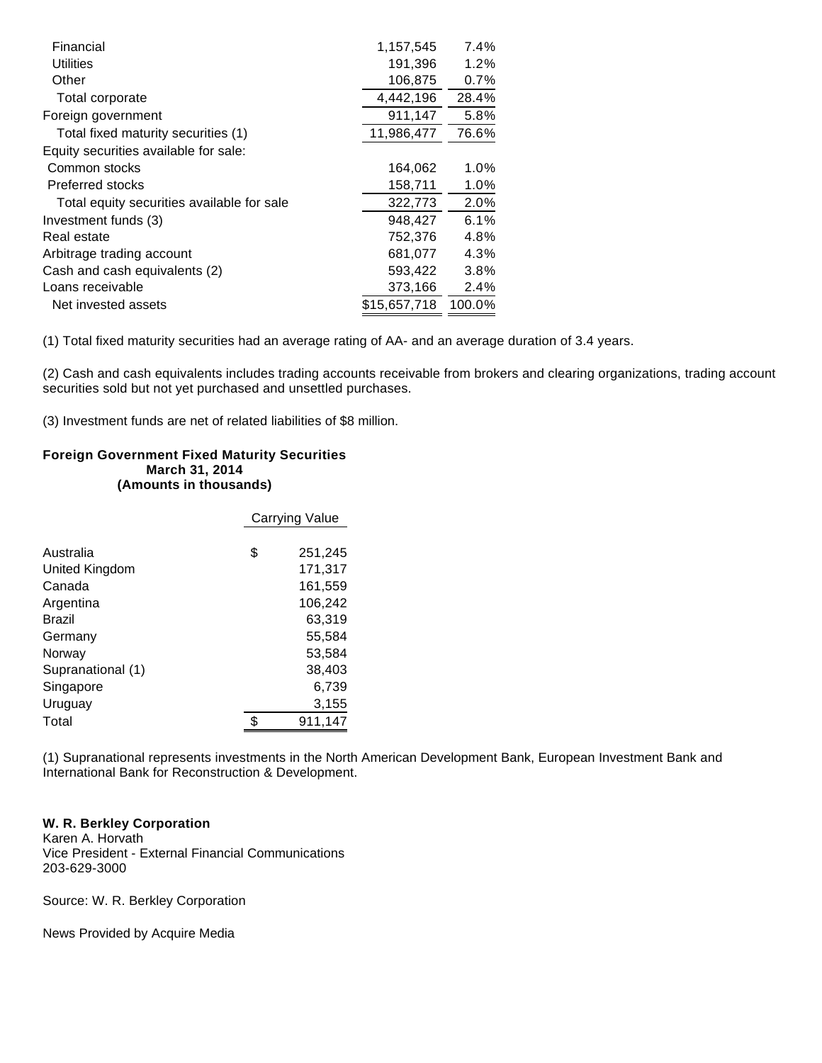| | | |
|---|---|---|
| Financial | 1,157,545 | 7.4% |
| Utilities | 191,396 | 1.2% |
| Other | 106,875 | 0.7% |
| Total corporate | 4,442,196 | 28.4% |
| Foreign government | 911,147 | 5.8% |
| Total fixed maturity securities (1) | 11,986,477 | 76.6% |
| Equity securities available for sale: | | |
| Common stocks | 164,062 | 1.0% |
| Preferred stocks | 158,711 | 1.0% |
| Total equity securities available for sale | 322,773 | 2.0% |
| Investment funds (3) | 948,427 | 6.1% |
| Real estate | 752,376 | 4.8% |
| Arbitrage trading account | 681,077 | 4.3% |
| Cash and cash equivalents (2) | 593,422 | 3.8% |
| Loans receivable | 373,166 | 2.4% |
| Net invested assets | $15,657,718 | 100.0% |

(1) Total fixed maturity securities had an average rating of AA- and an average duration of 3.4 years.

(2) Cash and cash equivalents includes trading accounts receivable from brokers and clearing organizations, trading account securities sold but not yet purchased and unsettled purchases.

(3) Investment funds are net of related liabilities of $8 million.

**Foreign Government Fixed Maturity Securities**
**March 31, 2014**
**(Amounts in thousands)**

| | Carrying Value |
|---|---|
| Australia | $ 251,245 |
| United Kingdom | 171,317 |
| Canada | 161,559 |
| Argentina | 106,242 |
| Brazil | 63,319 |
| Germany | 55,584 |
| Norway | 53,584 |
| Supranational (1) | 38,403 |
| Singapore | 6,739 |
| Uruguay | 3,155 |
| Total | $ 911,147 |

(1) Supranational represents investments in the North American Development Bank, European Investment Bank and International Bank for Reconstruction & Development.

**W. R. Berkley Corporation**
Karen A. Horvath
Vice President - External Financial Communications
203-629-3000

Source: W. R. Berkley Corporation

News Provided by Acquire Media